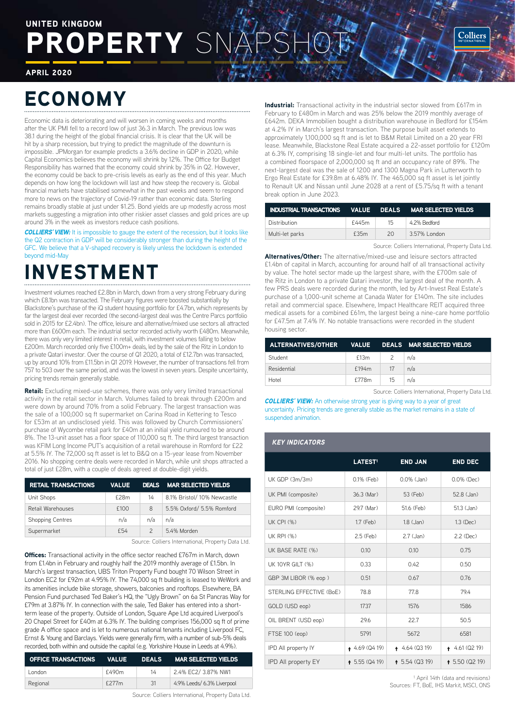UNITED KINGDOM

# PROPERTY SNAPSHOT

APRIL 2020

## ECONOMY

Economic data is deteriorating and will worsen in coming weeks and months after the UK PMI fell to a record low of just 36.3 in March. The previous low was 38.1 during the height of the global financial crisis. It is clear that the UK will be hit by a sharp recession, but trying to predict the magnitude of the downturn is impossible. JPMorgan for example predicts a 3.6% decline in GDP in 2020, while Capital Economics believes the economy will shrink by 12%. The Office for Budget Responsibility has warned that the economy could shrink by 35% in Q2. However, the economy could be back to pre-crisis levels as early as the end of this year. Much depends on how long the lockdown will last and how steep the recovery is. Global financial markets have stabilised somewhat in the past weeks and seem to respond more to news on the trajectory of Covid-19 rather than economic data. Sterling remains broadly stable at just under $1.25. Bond yields are up modestly across most markets suggesting a migration into other riskier asset classes and gold prices are up around 3% in the week as investors reduce cash positions.

***COLLIERS' VIEW:*** It is impossible to gauge the extent of the recession, but it looks like the Q2 contraction in GDP will be considerably stronger than during the height of the GFC. We believe that a V-shaped recovery is likely unless the lockdown is extended beyond mid-May

## INVESTMENT

Investment volumes reached £2.8bn in March, down from a very strong February during which £8.1bn was transacted. The February figures were boosted substantially by Blackstone's purchase of the iQ student housing portfolio for £4.7bn, which represents by far the largest deal ever recorded (the second-largest deal was the Centre Parcs portfolio sold in 2015 for £2.4bn). The office, leisure and alternative/mixed use sectors all attracted more than £600m each. The industrial sector recorded activity worth £480m. Meanwhile, there was only very limited interest in retail, with investment volumes falling to below £200m. March recorded only five £100m+ deals, led by the sale of the Ritz in London to a private Qatari investor. Over the course of Q1 2020, a total of £12.7bn was transacted, up by around 10% from £11.5bn in Q1 2019. However, the number of transactions fell from 757 to 503 over the same period, and was the lowest in seven years. Despite uncertainty, pricing trends remain generally stable.

**Retail:** Excluding mixed-use schemes, there was only very limited transactional activity in the retail sector in March. Volumes failed to break through £200m and were down by around 70% from a solid February. The largest transaction was the sale of a 100,000 sq ft supermarket on Carina Road in Kettering to Tesco for £53m at an undisclosed yield. This was followed by Church Commissioners' purchase of Wycombe retail park for £40m at an initial yield rumoured to be around 8%. The 13-unit asset has a floor space of 110,000 sq ft. The third largest transaction was KFIM Long Income PUT's acquisition of a retail warehouse in Romford for £22 at 5.5% IY. The 72,000 sq ft asset is let to B&Q on a 15-year lease from November 2016. No shopping centre deals were recorded in March, while unit shops attracted a total of just £28m, with a couple of deals agreed at double-digit yields.

| RETAIL TRANSACTIONS | VALUE | DEALS | MAR SELECTED YIELDS |
|---|---|---|---|
| Unit Shops | £28m | 14 | 8.1% Bristol/ 10% Newcastle |
| Retail Warehouses | £100 | 8 | 5.5% Oxford/ 5.5% Romford |
| Shopping Centres | n/a | n/a | n/a |
| Supermarket | £54 | 2 | 5.4% Morden |

Source: Colliers International, Property Data Ltd.

**Offices:** Transactional activity in the office sector reached £767m in March, down from £1.4bn in February and roughly half the 2019 monthly average of £1.5bn. In March's largest transaction, UBS Triton Property Fund bought 70 Wilson Street in London EC2 for £92m at 4.95% IY. The 74,000 sq ft building is leased to WeWork and its amenities include bike storage, showers, balconies and rooftops. Elsewhere, BA Pension Fund purchased Ted Baker's HQ, the "Ugly Brown" on 6a St Pancras Way for £79m at 3.87% IY. In connection with the sale, Ted Baker has entered into a short-term lease of the property. Outside of London, Square Ape Ltd acquired Liverpool's 20 Chapel Street for £40m at 6.3% IY. The building comprises 156,000 sq ft of prime grade A office space and is let to numerous national tenants including Liverpool FC, Ernst & Young and Barclays. Yields were generally firm, with a number of sub-5% deals recorded, both within and outside the capital (e.g. Yorkshire House in Leeds at 4.9%).

| OFFICE TRANSACTIONS | VALUE | DEALS | MAR SELECTED YIELDS |
|---|---|---|---|
| London | £490m | 14 | 2.4% EC2/ 3.87% NW1 |
| Regional | £277m | 31 | 4.9% Leeds/ 6.3% Liverpool |

Source: Colliers International, Property Data Ltd.

**Industrial:** Transactional activity in the industrial sector slowed from £617m in February to £480m in March and was 25% below the 2019 monthly average of £642m. DEKA Immobilien bought a distribution warehouse in Bedford for £154m at 4.2% IY in March's largest transaction. The purpose built asset extends to approximately 1,100,000 sq ft and is let to B&M Retail Limited on a 20 year FRI lease. Meanwhile, Blackstone Real Estate acquired a 22-asset portfolio for £120m at 6.3% IY, comprising 18 single-let and four multi-let units. The portfolio has a combined floorspace of 2,000,000 sq ft and an occupancy rate of 89%. The next-largest deal was the sale of 1200 and 1300 Magna Park in Lutterworth to Ergo Real Estate for £39.8m at 6.48% IY. The 465,000 sq ft asset is let jointly to Renault UK and Nissan until June 2028 at a rent of £5.75/sq ft with a tenant break option in June 2023.

| INDUSTRIAL TRANSACTIONS | VALUE | DEALS | MAR SELECTED YIELDS |
|---|---|---|---|
| Distribution | £445m | 15 | 4.2% Bedford |
| Multi-let parks | £35m | 20 | 3.57% London |

Source: Colliers International, Property Data Ltd.

**Alternatives/Other:** The alternative/mixed-use and leisure sectors attracted £1.4bn of capital in March, accounting for around half of all transactional activity by value. The hotel sector made up the largest share, with the £700m sale of the Ritz in London to a private Qatari investor, the largest deal of the month. A few PRS deals were recorded during the month, led by Art-Invest Real Estate's purchase of a 1,000-unit scheme at Canada Water for £140m. The site includes retail and commercial space. Elsewhere, Impact Healthcare REIT acquired three medical assets for a combined £61m, the largest being a nine-care home portfolio for £47.5m at 7.4% IY. No notable transactions were recorded in the student housing sector.

| ALTERNATIVES/OTHER | VALUE | DEALS | MAR SELECTED YIELDS |
|---|---|---|---|
| Student | £13m | 2 | n/a |
| Residential | £194m | 17 | n/a |
| Hotel | £778m | 15 | n/a |

Source: Colliers International, Property Data Ltd.

***COLLIERS' VIEW:*** An otherwise strong year is giving way to a year of great uncertainty. Pricing trends are generally stable as the market remains in a state of suspended animation.

***KEY INDICATORS***

| | LATEST[1] | END JAN | END DEC |
|---|---|---|---|
| UK GDP (3m/3m) | 0.1% (Feb) | 0.0% (Jan) | 0.0% (Dec) |
| UK PMI (composite) | 36.3 (Mar) | 53 (Feb) | 52.8 (Jan) |
| EURO PMI (composite) | 29.7 (Mar) | 51.6 (Feb) | 51.3 (Jan) |
| UK CPI (%) | 1.7 (Feb) | 1.8 (Jan) | 1.3 (Dec) |
| UK RPI (%) | 2.5 (Feb) | 2.7 (Jan) | 2.2 (Dec) |
| UK BASE RATE (%) | 0.10 | 0.10 | 0.75 |
| UK 10YR GILT (%) | 0.33 | 0.42 | 0.50 |
| GBP 3M LIBOR (% eop ) | 0.51 | 0.67 | 0.76 |
| STERLING EFFECTIVE (BoE) | 78.8 | 77.8 | 79.4 |
| GOLD (USD eop) | 1737 | 1576 | 1586 |
| OIL BRENT (USD eop) | 29.6 | 22.7 | 50.5 |
| FTSE 100 (eop) | 5791 | 5672 | 6581 |
| IPD All property IY | ↑ 4.69 (Q4 19) | ↑ 4.64 (Q3 19) | ↑ 4.61 (Q2 19) |
| IPD All property EY | ↑ 5.55 (Q4 19) | ↑ 5.54 (Q3 19) | ↑ 5.50 (Q2 19) |

[1] April 14th (data and revisions)
Sources: FT, BoE, IHS Markit, MSCI, ONS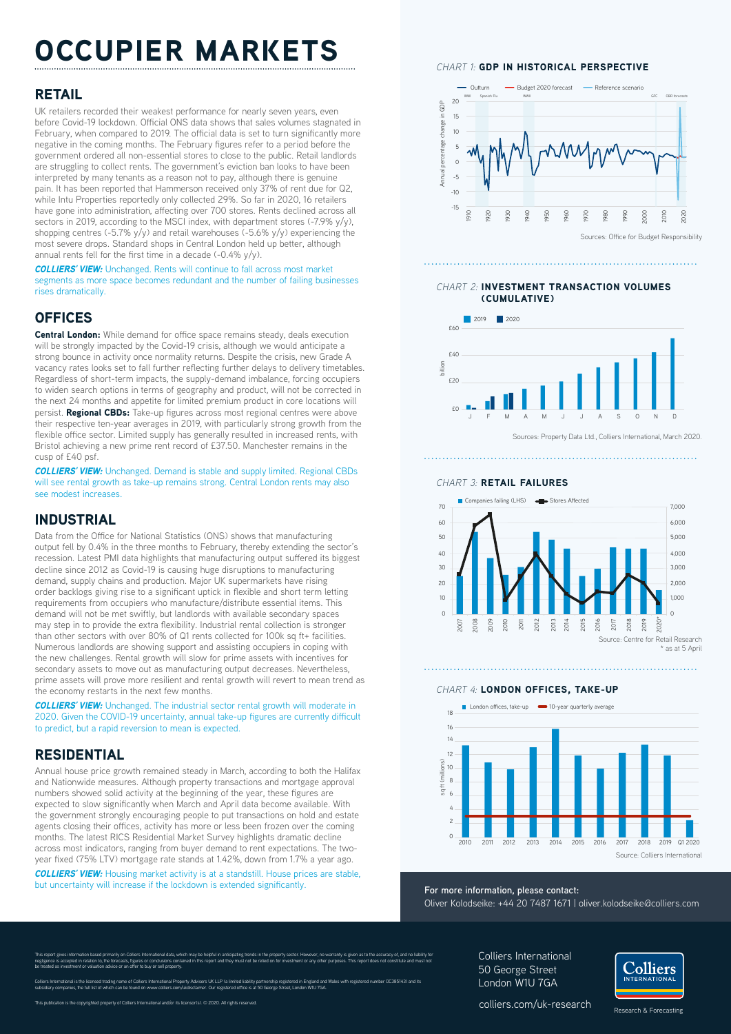# OCCUPIER MARKETS

## RETAIL

UK retailers recorded their weakest performance for nearly seven years, even before Covid-19 lockdown. Official ONS data shows that sales volumes stagnated in February, when compared to 2019. The official data is set to turn significantly more negative in the coming months. The February figures refer to a period before the government ordered all non-essential stores to close to the public. Retail landlords are struggling to collect rents. The government's eviction ban looks to have been interpreted by many tenants as a reason not to pay, although there is genuine pain. It has been reported that Hammerson received only 37% of rent due for Q2, while Intu Properties reportedly only collected 29%. So far in 2020, 16 retailers have gone into administration, affecting over 700 stores. Rents declined across all sectors in 2019, according to the MSCI index, with department stores (-7.9% y/y), shopping centres (-5.7% y/y) and retail warehouses (-5.6% y/y) experiencing the most severe drops. Standard shops in Central London held up better, although annual rents fell for the first time in a decade (-0.4% y/y).

***COLLIERS' VIEW:*** Unchanged. Rents will continue to fall across most market segments as more space becomes redundant and the number of failing businesses rises dramatically.

## OFFICES

**Central London:** While demand for office space remains steady, deals execution will be strongly impacted by the Covid-19 crisis, although we would anticipate a strong bounce in activity once normality returns. Despite the crisis, new Grade A vacancy rates looks set to fall further reflecting further delays to delivery timetables. Regardless of short-term impacts, the supply-demand imbalance, forcing occupiers to widen search options in terms of geography and product, will not be corrected in the next 24 months and appetite for limited premium product in core locations will persist. **Regional CBDs:** Take-up figures across most regional centres were above their respective ten-year averages in 2019, with particularly strong growth from the flexible office sector. Limited supply has generally resulted in increased rents, with Bristol achieving a new prime rent record of £37.50. Manchester remains in the cusp of £40 psf.

***COLLIERS' VIEW:*** Unchanged. Demand is stable and supply limited. Regional CBDs will see rental growth as take-up remains strong. Central London rents may also see modest increases.

## INDUSTRIAL

Data from the Office for National Statistics (ONS) shows that manufacturing output fell by 0.4% in the three months to February, thereby extending the sector's recession. Latest PMI data highlights that manufacturing output suffered its biggest decline since 2012 as Covid-19 is causing huge disruptions to manufacturing demand, supply chains and production. Major UK supermarkets have rising order backlogs giving rise to a significant uptick in flexible and short term letting requirements from occupiers who manufacture/distribute essential items. This demand will not be met swiftly, but landlords with available secondary spaces may step in to provide the extra flexibility. Industrial rental collection is stronger than other sectors with over 80% of Q1 rents collected for 100k sq ft+ facilities. Numerous landlords are showing support and assisting occupiers in coping with the new challenges. Rental growth will slow for prime assets with incentives for secondary assets to move out as manufacturing output decreases. Nevertheless, prime assets will prove more resilient and rental growth will revert to mean trend as the economy restarts in the next few months.

***COLLIERS' VIEW:*** Unchanged. The industrial sector rental growth will moderate in 2020. Given the COVID-19 uncertainty, annual take-up figures are currently difficult to predict, but a rapid reversion to mean is expected.

## RESIDENTIAL

Annual house price growth remained steady in March, according to both the Halifax and Nationwide measures. Although property transactions and mortgage approval numbers showed solid activity at the beginning of the year, these figures are expected to slow significantly when March and April data become available. With the government strongly encouraging people to put transactions on hold and estate agents closing their offices, activity has more or less been frozen over the coming months. The latest RICS Residential Market Survey highlights dramatic decline across most indicators, ranging from buyer demand to rent expectations. The two-year fixed (75% LTV) mortgage rate stands at 1.42%, down from 1.7% a year ago.

***COLLIERS' VIEW:*** Housing market activity is at a standstill. House prices are stable, but uncertainty will increase if the lockdown is extended significantly.

*CHART 1:* **GDP IN HISTORICAL PERSPECTIVE**

Outturn | Budget 2020 forecast | Reference scenario

WWI | Spanish Flu | WWII | GFC | OBR forecasts

Annual percentage change in GDP

20, 15, 10, 5, 0, -5, -10, -15

1910, 1920, 1930, 1940, 1950, 1960, 1970, 1980, 1990, 2000, 2010, 2020

Sources: Office for Budget Responsibility

*CHART 2:* **INVESTMENT TRANSACTION VOLUMES (CUMULATIVE)**

2019 | 2020

billion

£60, £40, £20, £0

J, F, M, A, M, J, J, A, S, O, N, D

Sources: Property Data Ltd., Colliers International, March 2020.

*CHART 3:* **RETAIL FAILURES**

Companies failing (LHS) | Stores Affected

70, 60, 50, 40, 30, 20, 10, 0

7,000, 6,000, 5,000, 4,000, 3,000, 2,000, 1,000, 0

2007, 2008, 2009, 2010, 2011, 2012, 2013, 2014, 2015, 2016, 2017, 2018, 2019, 2020*

Source: Centre for Retail Research
\* as at 5 April

*CHART 4:* **LONDON OFFICES, TAKE-UP**

London offices, take-up | 10-year quarterly average

sq ft (millions)

18, 16, 14, 12, 10, 8, 6, 4, 2, 0

2010, 2011, 2012, 2013, 2014, 2015, 2016, 2017, 2018, 2019, Q1 2020

Source: Colliers International

**For more information, please contact:**
Oliver Kolodseike: +44 20 7487 1671 | oliver.kolodseike@colliers.com

This report gives information based primarily on Colliers International data, which may be helpful in anticipating trends in the property sector. However, no warranty is given as to the accuracy of, and no liability for negligence is accepted in relation to, the forecasts, figures or conclusions contained in this report and they must not be relied on for investment or any other purposes. This report does not constitute and must not be treated as investment or valuation advice or an offer to buy or sell property.

Colliers International is the licensed trading name of Colliers International Property Advisers UK LLP (a limited liability partnership registered in England and Wales with registered number OC385143) and its subsidiary companies, the full list of which can be found on www.colliers.com/ukdisclaimer. Our registered office is at 50 George Street, London W1U 7GA.

This publication is the copyrighted property of Colliers International and/or its licensor(s). © 2020. All rights reserved.

Colliers International
50 George Street
London W1U 7GA

colliers.com/uk-research

Colliers INTERNATIONAL
Research & Forecasting